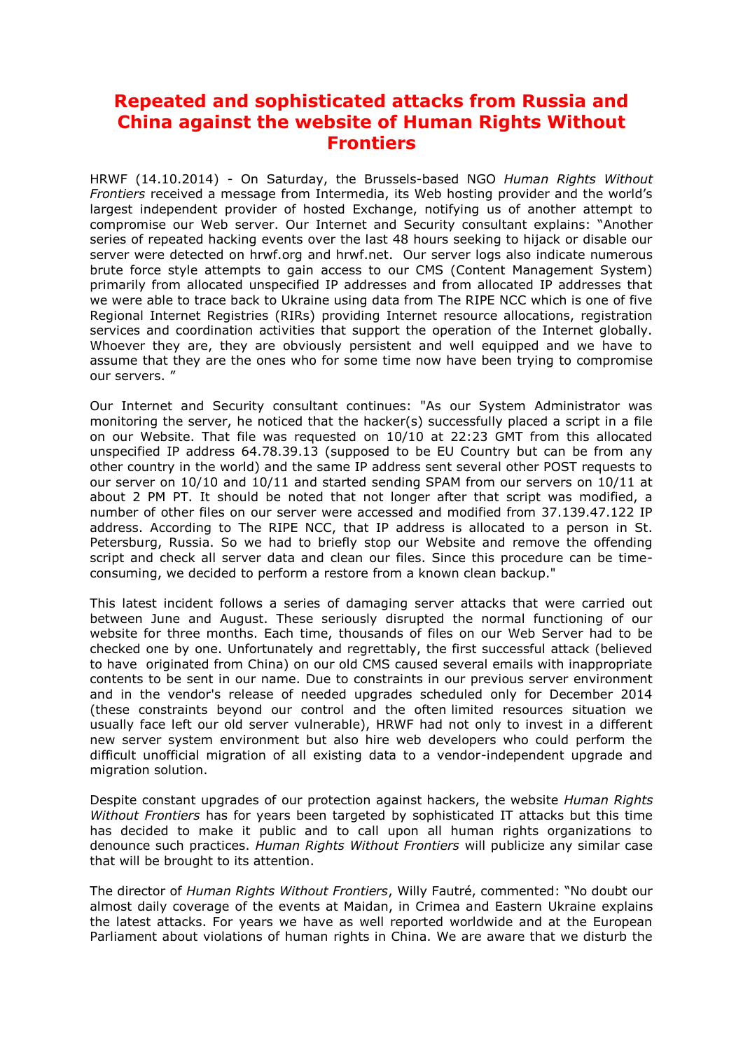# Repeated and sophisticated attacks from Russia and China against the website of Human Rights Without Frontiers

HRWF (14.10.2014) - On Saturday, the Brussels-based NGO *Human Rights Without Frontiers* received a message from Intermedia, its Web hosting provider and the world's largest independent provider of hosted Exchange, notifying us of another attempt to compromise our Web server. Our Internet and Security consultant explains: "Another series of repeated hacking events over the last 48 hours seeking to hijack or disable our server were detected on hrwf.org and hrwf.net. Our server logs also indicate numerous brute force style attempts to gain access to our CMS (Content Management System) primarily from allocated unspecified IP addresses and from allocated IP addresses that we were able to trace back to Ukraine using data from The RIPE NCC which is one of five Regional Internet Registries (RIRs) providing Internet resource allocations, registration services and coordination activities that support the operation of the Internet globally. Whoever they are, they are obviously persistent and well equipped and we have to assume that they are the ones who for some time now have been trying to compromise our servers. "

Our Internet and Security consultant continues: "As our System Administrator was monitoring the server, he noticed that the hacker(s) successfully placed a script in a file on our Website. That file was requested on 10/10 at 22:23 GMT from this allocated unspecified IP address 64.78.39.13 (supposed to be EU Country but can be from any other country in the world) and the same IP address sent several other POST requests to our server on 10/10 and 10/11 and started sending SPAM from our servers on 10/11 at about 2 PM PT. It should be noted that not longer after that script was modified, a number of other files on our server were accessed and modified from 37.139.47.122 IP address. According to The RIPE NCC, that IP address is allocated to a person in St. Petersburg, Russia. So we had to briefly stop our Website and remove the offending script and check all server data and clean our files. Since this procedure can be time-consuming, we decided to perform a restore from a known clean backup."

This latest incident follows a series of damaging server attacks that were carried out between June and August. These seriously disrupted the normal functioning of our website for three months. Each time, thousands of files on our Web Server had to be checked one by one. Unfortunately and regrettably, the first successful attack (believed to have originated from China) on our old CMS caused several emails with inappropriate contents to be sent in our name. Due to constraints in our previous server environment and in the vendor's release of needed upgrades scheduled only for December 2014 (these constraints beyond our control and the often limited resources situation we usually face left our old server vulnerable), HRWF had not only to invest in a different new server system environment but also hire web developers who could perform the difficult unofficial migration of all existing data to a vendor-independent upgrade and migration solution.

Despite constant upgrades of our protection against hackers, the website *Human Rights Without Frontiers* has for years been targeted by sophisticated IT attacks but this time has decided to make it public and to call upon all human rights organizations to denounce such practices. *Human Rights Without Frontiers* will publicize any similar case that will be brought to its attention.

The director of *Human Rights Without Frontiers*, Willy Fautré, commented: "No doubt our almost daily coverage of the events at Maidan, in Crimea and Eastern Ukraine explains the latest attacks. For years we have as well reported worldwide and at the European Parliament about violations of human rights in China. We are aware that we disturb the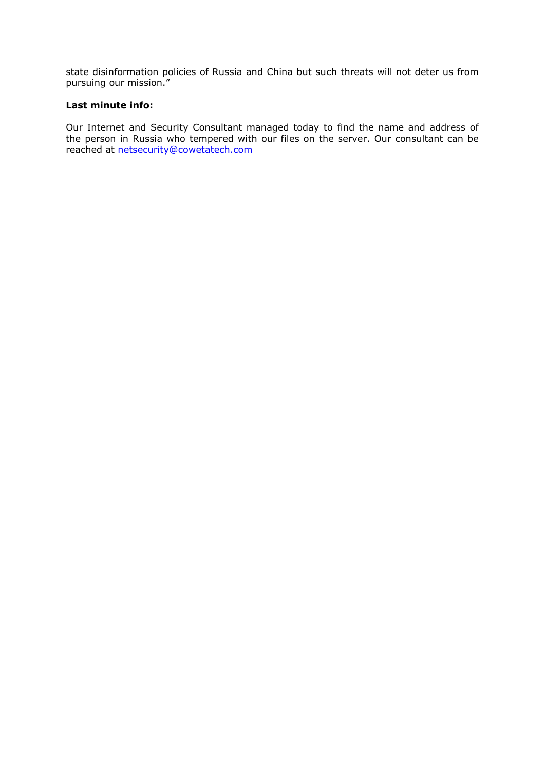state disinformation policies of Russia and China but such threats will not deter us from pursuing our mission."

**Last minute info:**

Our Internet and Security Consultant managed today to find the name and address of the person in Russia who tempered with our files on the server. Our consultant can be reached at [netsecurity@cowetatech.com](mailto:netsecurity@cowetatech.com)